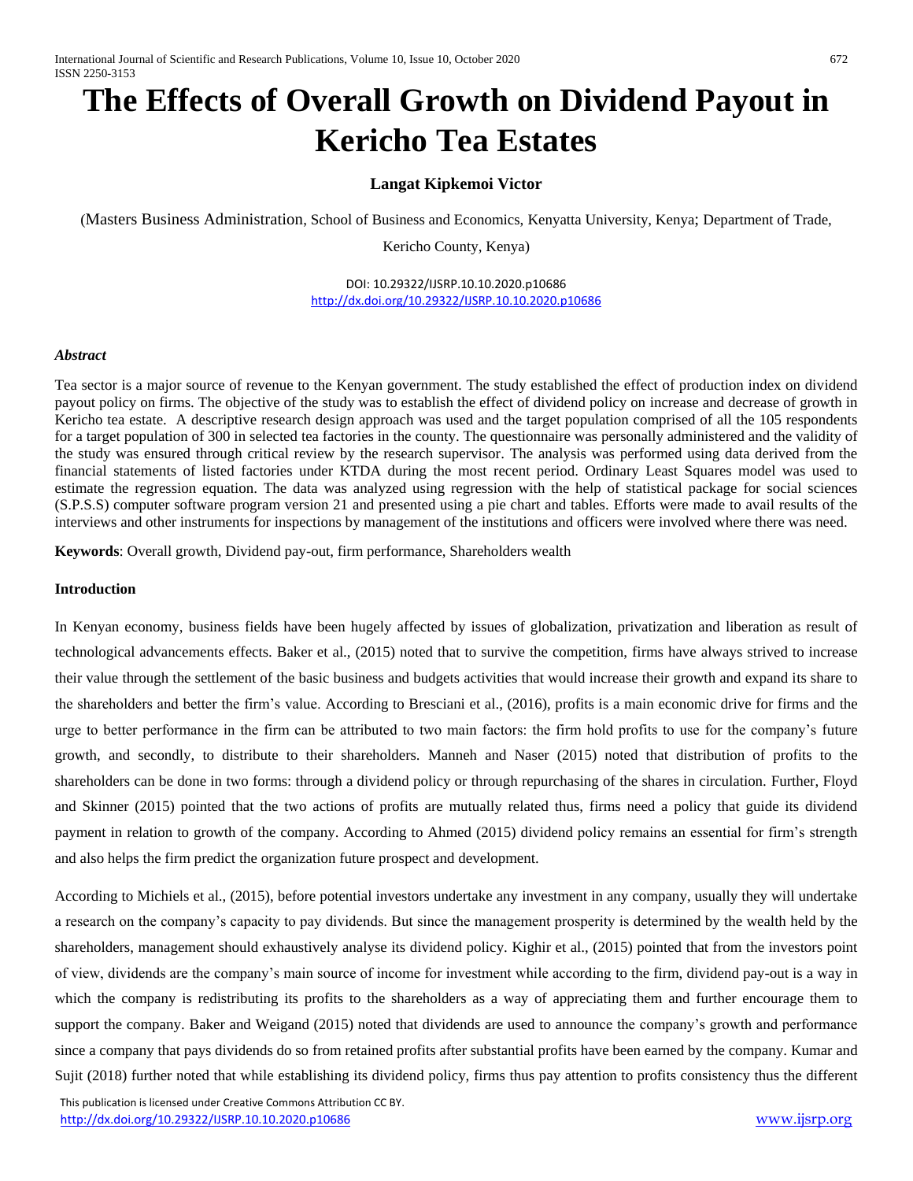# The Effects of Overall Growth on Dividend Payout in Kericho Tea Estates

**Langat Kipkemoi Victor**

(Masters Business Administration, School of Business and Economics, Kenyatta University, Kenya; Department of Trade, Kericho County, Kenya)

DOI: 10.29322/IJSRP.10.10.2020.p10686
http://dx.doi.org/10.29322/IJSRP.10.10.2020.p10686

***Abstract***

Tea sector is a major source of revenue to the Kenyan government. The study established the effect of production index on dividend payout policy on firms. The objective of the study was to establish the effect of dividend policy on increase and decrease of growth in Kericho tea estate. A descriptive research design approach was used and the target population comprised of all the 105 respondents for a target population of 300 in selected tea factories in the county. The questionnaire was personally administered and the validity of the study was ensured through critical review by the research supervisor. The analysis was performed using data derived from the financial statements of listed factories under KTDA during the most recent period. Ordinary Least Squares model was used to estimate the regression equation. The data was analyzed using regression with the help of statistical package for social sciences (S.P.S.S) computer software program version 21 and presented using a pie chart and tables. Efforts were made to avail results of the interviews and other instruments for inspections by management of the institutions and officers were involved where there was need.

**Keywords**: Overall growth, Dividend pay-out, firm performance, Shareholders wealth

**Introduction**

In Kenyan economy, business fields have been hugely affected by issues of globalization, privatization and liberation as result of technological advancements effects. Baker et al., (2015) noted that to survive the competition, firms have always strived to increase their value through the settlement of the basic business and budgets activities that would increase their growth and expand its share to the shareholders and better the firm's value. According to Bresciani et al., (2016), profits is a main economic drive for firms and the urge to better performance in the firm can be attributed to two main factors: the firm hold profits to use for the company's future growth, and secondly, to distribute to their shareholders. Manneh and Naser (2015) noted that distribution of profits to the shareholders can be done in two forms: through a dividend policy or through repurchasing of the shares in circulation. Further, Floyd and Skinner (2015) pointed that the two actions of profits are mutually related thus, firms need a policy that guide its dividend payment in relation to growth of the company. According to Ahmed (2015) dividend policy remains an essential for firm's strength and also helps the firm predict the organization future prospect and development.

According to Michiels et al., (2015), before potential investors undertake any investment in any company, usually they will undertake a research on the company's capacity to pay dividends. But since the management prosperity is determined by the wealth held by the shareholders, management should exhaustively analyse its dividend policy. Kighir et al., (2015) pointed that from the investors point of view, dividends are the company's main source of income for investment while according to the firm, dividend pay-out is a way in which the company is redistributing its profits to the shareholders as a way of appreciating them and further encourage them to support the company. Baker and Weigand (2015) noted that dividends are used to announce the company's growth and performance since a company that pays dividends do so from retained profits after substantial profits have been earned by the company. Kumar and Sujit (2018) further noted that while establishing its dividend policy, firms thus pay attention to profits consistency thus the different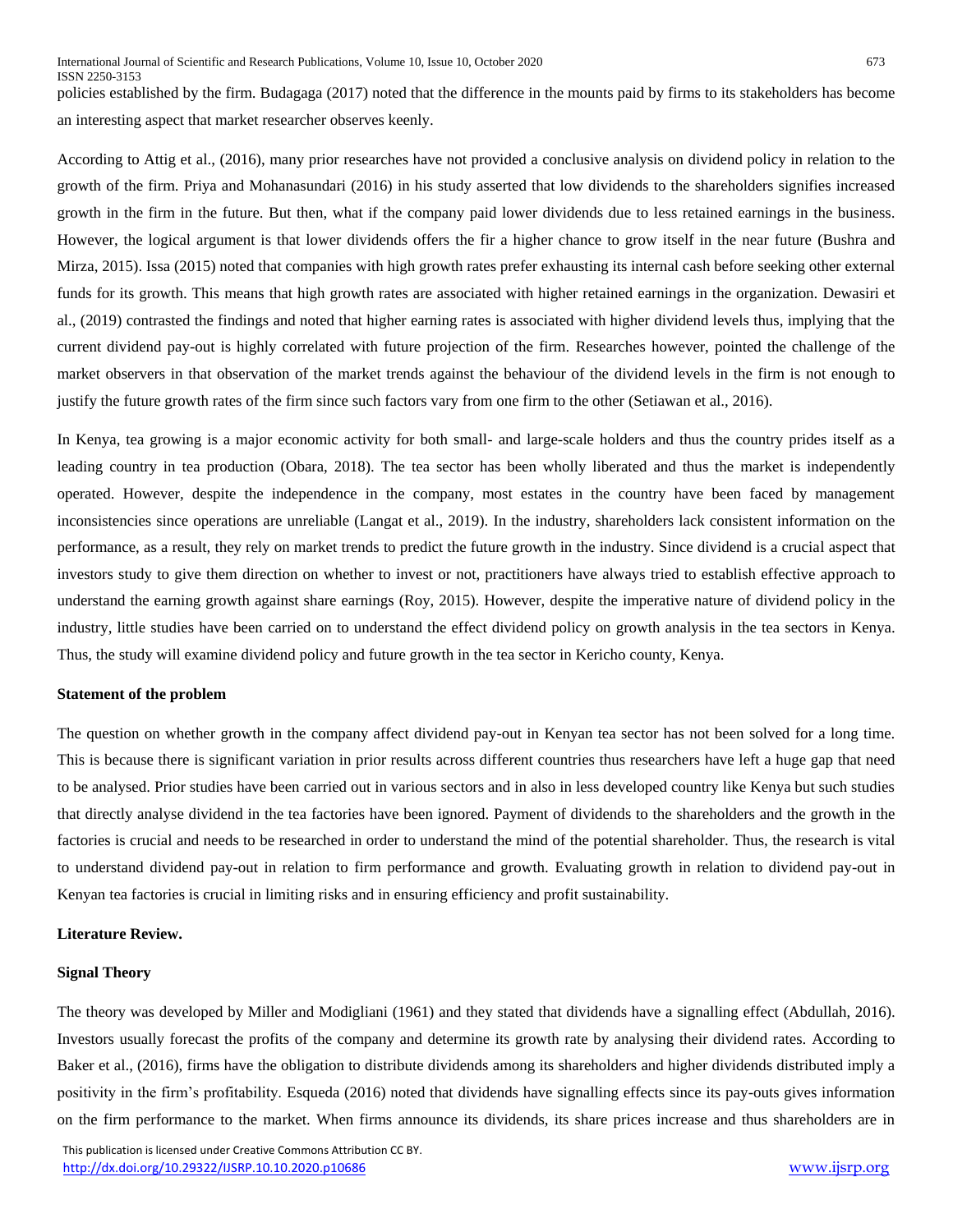policies established by the firm. Budagaga (2017) noted that the difference in the mounts paid by firms to its stakeholders has become an interesting aspect that market researcher observes keenly.

According to Attig et al., (2016), many prior researches have not provided a conclusive analysis on dividend policy in relation to the growth of the firm. Priya and Mohanasundari (2016) in his study asserted that low dividends to the shareholders signifies increased growth in the firm in the future. But then, what if the company paid lower dividends due to less retained earnings in the business. However, the logical argument is that lower dividends offers the fir a higher chance to grow itself in the near future (Bushra and Mirza, 2015). Issa (2015) noted that companies with high growth rates prefer exhausting its internal cash before seeking other external funds for its growth. This means that high growth rates are associated with higher retained earnings in the organization. Dewasiri et al., (2019) contrasted the findings and noted that higher earning rates is associated with higher dividend levels thus, implying that the current dividend pay-out is highly correlated with future projection of the firm. Researches however, pointed the challenge of the market observers in that observation of the market trends against the behaviour of the dividend levels in the firm is not enough to justify the future growth rates of the firm since such factors vary from one firm to the other (Setiawan et al., 2016).

In Kenya, tea growing is a major economic activity for both small- and large-scale holders and thus the country prides itself as a leading country in tea production (Obara, 2018). The tea sector has been wholly liberated and thus the market is independently operated. However, despite the independence in the company, most estates in the country have been faced by management inconsistencies since operations are unreliable (Langat et al., 2019). In the industry, shareholders lack consistent information on the performance, as a result, they rely on market trends to predict the future growth in the industry. Since dividend is a crucial aspect that investors study to give them direction on whether to invest or not, practitioners have always tried to establish effective approach to understand the earning growth against share earnings (Roy, 2015). However, despite the imperative nature of dividend policy in the industry, little studies have been carried on to understand the effect dividend policy on growth analysis in the tea sectors in Kenya. Thus, the study will examine dividend policy and future growth in the tea sector in Kericho county, Kenya.

**Statement of the problem**

The question on whether growth in the company affect dividend pay-out in Kenyan tea sector has not been solved for a long time. This is because there is significant variation in prior results across different countries thus researchers have left a huge gap that need to be analysed. Prior studies have been carried out in various sectors and in also in less developed country like Kenya but such studies that directly analyse dividend in the tea factories have been ignored. Payment of dividends to the shareholders and the growth in the factories is crucial and needs to be researched in order to understand the mind of the potential shareholder. Thus, the research is vital to understand dividend pay-out in relation to firm performance and growth. Evaluating growth in relation to dividend pay-out in Kenyan tea factories is crucial in limiting risks and in ensuring efficiency and profit sustainability.

**Literature Review.**

**Signal Theory**

The theory was developed by Miller and Modigliani (1961) and they stated that dividends have a signalling effect (Abdullah, 2016). Investors usually forecast the profits of the company and determine its growth rate by analysing their dividend rates. According to Baker et al., (2016), firms have the obligation to distribute dividends among its shareholders and higher dividends distributed imply a positivity in the firm's profitability. Esqueda (2016) noted that dividends have signalling effects since its pay-outs gives information on the firm performance to the market. When firms announce its dividends, its share prices increase and thus shareholders are in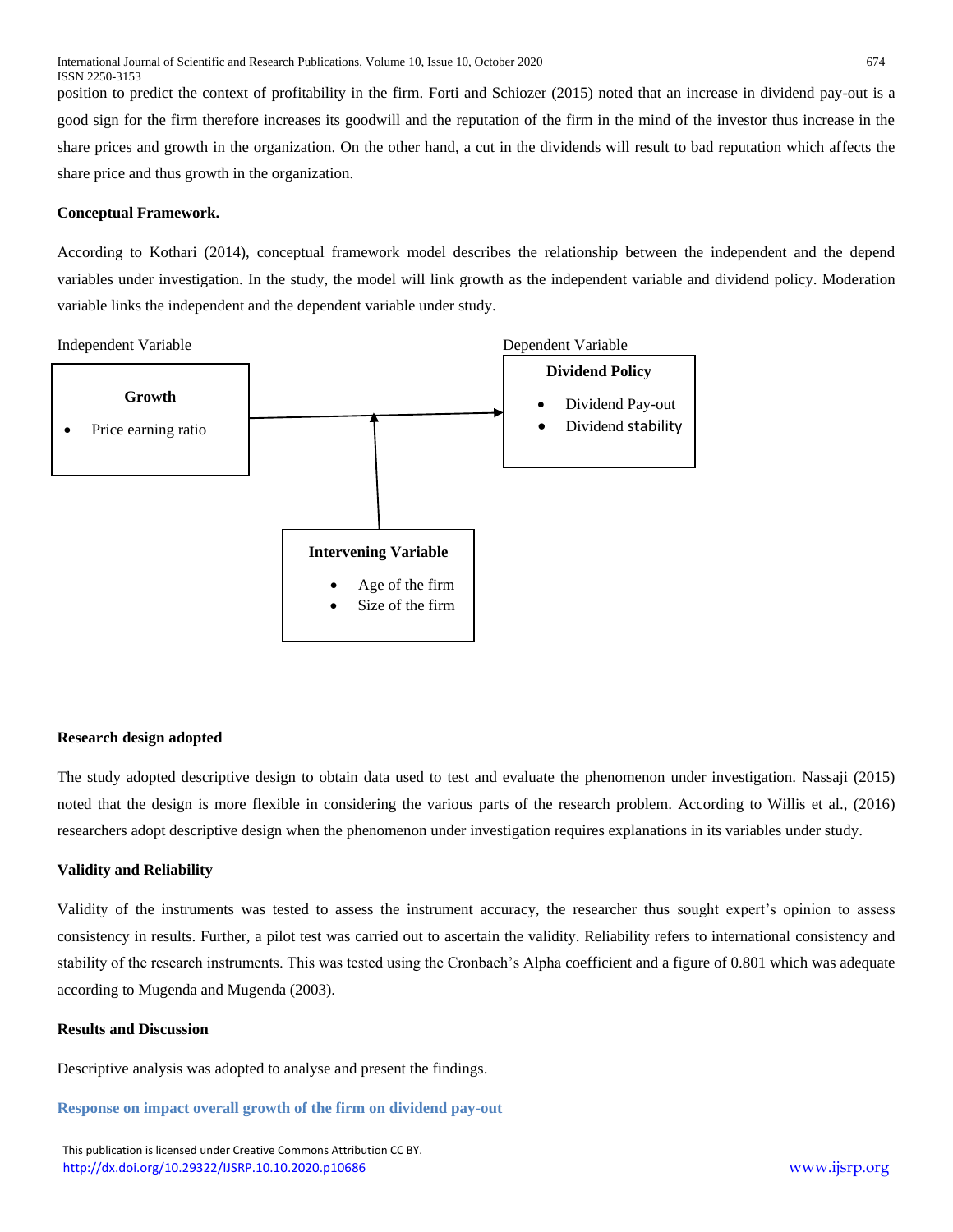position to predict the context of profitability in the firm. Forti and Schiozer (2015) noted that an increase in dividend pay-out is a good sign for the firm therefore increases its goodwill and the reputation of the firm in the mind of the investor thus increase in the share prices and growth in the organization. On the other hand, a cut in the dividends will result to bad reputation which affects the share price and thus growth in the organization.

**Conceptual Framework.**

According to Kothari (2014), conceptual framework model describes the relationship between the independent and the depend variables under investigation. In the study, the model will link growth as the independent variable and dividend policy. Moderation variable links the independent and the dependent variable under study.

Independent Variable

**Growth**

- Price earning ratio

Dependent Variable

**Dividend Policy**

- Dividend Pay-out
- Dividend stability

**Intervening Variable**

- Age of the firm
- Size of the firm

**Research design adopted**

The study adopted descriptive design to obtain data used to test and evaluate the phenomenon under investigation. Nassaji (2015) noted that the design is more flexible in considering the various parts of the research problem. According to Willis et al., (2016) researchers adopt descriptive design when the phenomenon under investigation requires explanations in its variables under study.

**Validity and Reliability**

Validity of the instruments was tested to assess the instrument accuracy, the researcher thus sought expert's opinion to assess consistency in results. Further, a pilot test was carried out to ascertain the validity. Reliability refers to international consistency and stability of the research instruments. This was tested using the Cronbach's Alpha coefficient and a figure of 0.801 which was adequate according to Mugenda and Mugenda (2003).

**Results and Discussion**

Descriptive analysis was adopted to analyse and present the findings.

**Response on impact overall growth of the firm on dividend pay-out**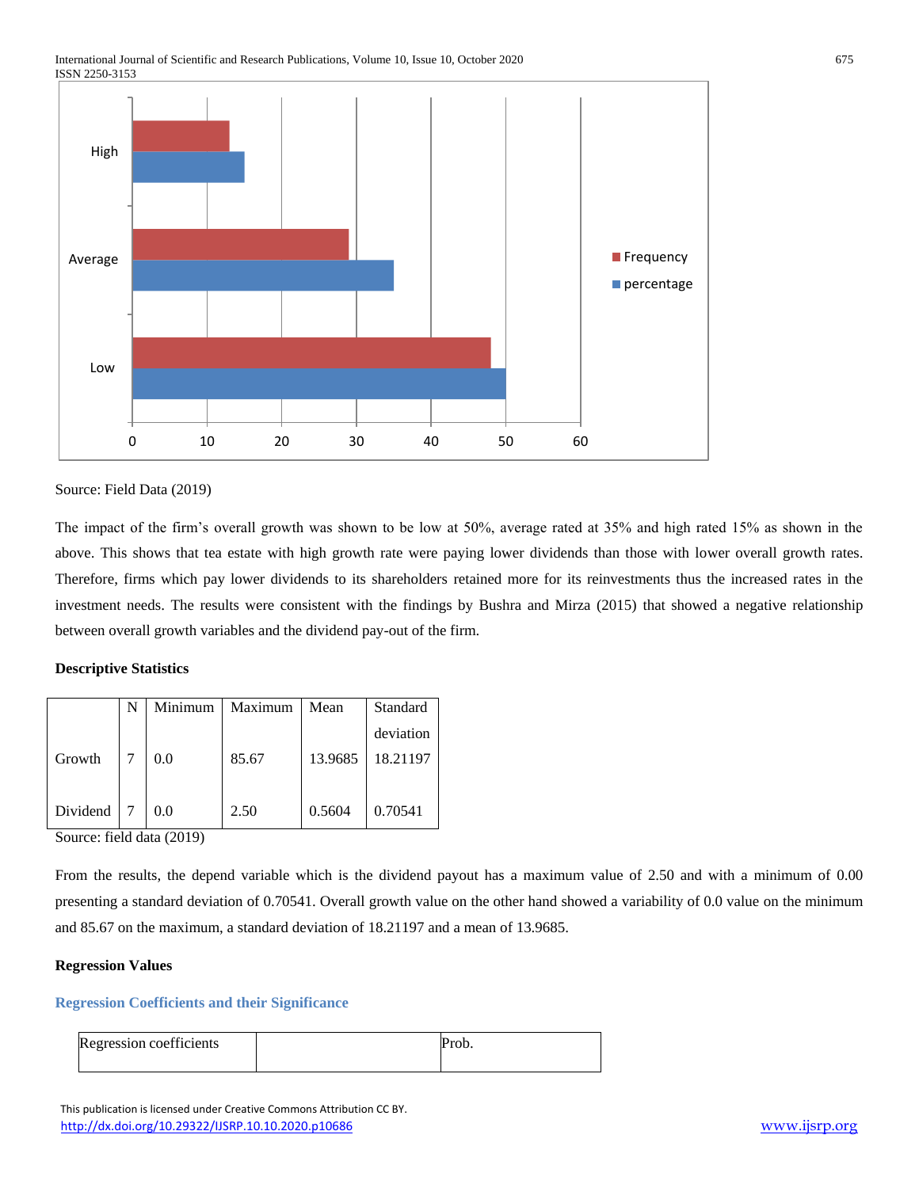Source: Field Data (2019)

The impact of the firm's overall growth was shown to be low at 50%, average rated at 35% and high rated 15% as shown in the above. This shows that tea estate with high growth rate were paying lower dividends than those with lower overall growth rates. Therefore, firms which pay lower dividends to its shareholders retained more for its reinvestments thus the increased rates in the investment needs. The results were consistent with the findings by Bushra and Mirza (2015) that showed a negative relationship between overall growth variables and the dividend pay-out of the firm.

**Descriptive Statistics**

| | N | Minimum | Maximum | Mean | Standard deviation |
|---|---|---|---|---|---|
| Growth | 7 | 0.0 | 85.67 | 13.9685 | 18.21197 |
| Dividend | 7 | 0.0 | 2.50 | 0.5604 | 0.70541 |

Source: field data (2019)

From the results, the depend variable which is the dividend payout has a maximum value of 2.50 and with a minimum of 0.00 presenting a standard deviation of 0.70541. Overall growth value on the other hand showed a variability of 0.0 value on the minimum and 85.67 on the maximum, a standard deviation of 18.21197 and a mean of 13.9685.

**Regression Values**

### Regression Coefficients and their Significance

| Regression coefficients | | Prob. |
|---|---|---|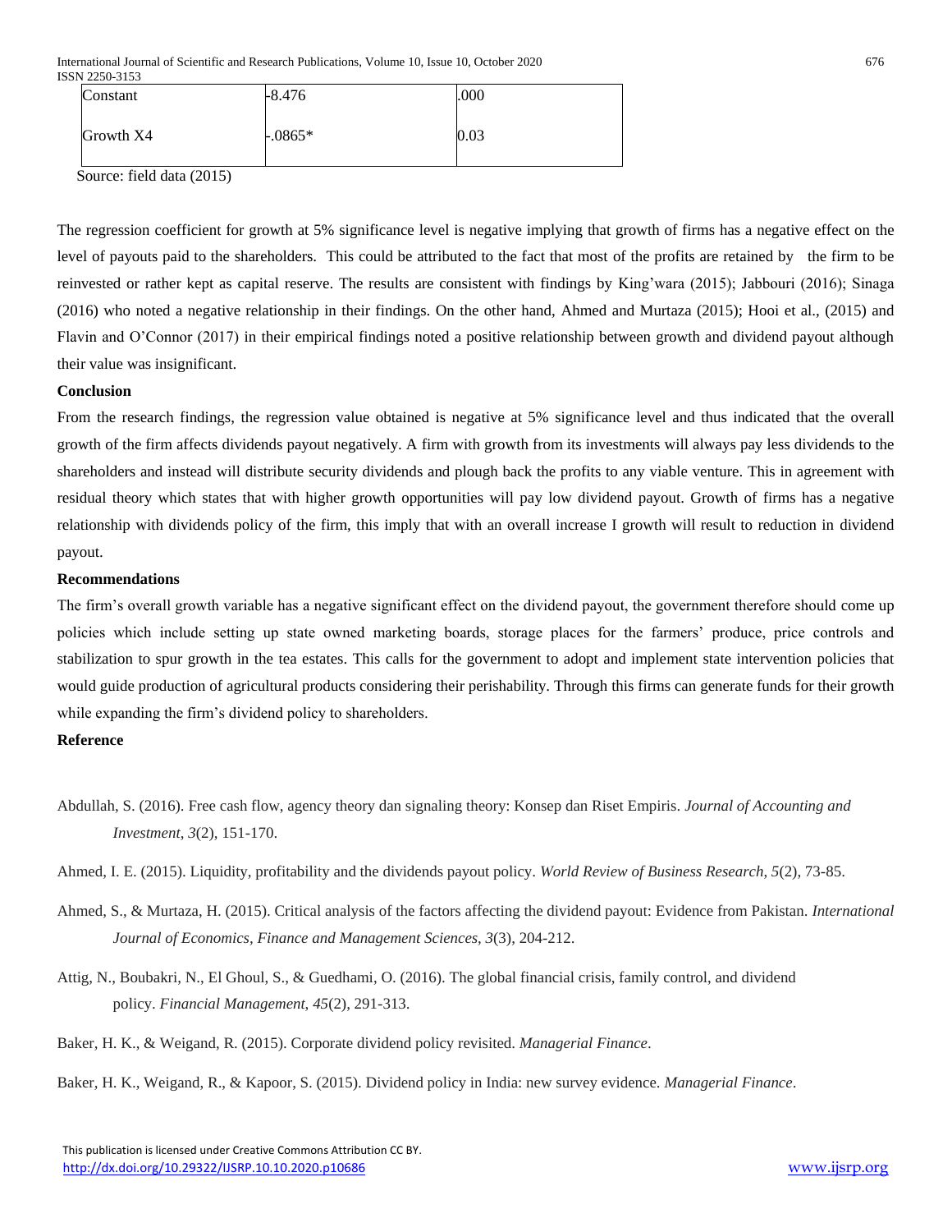| Constant | -8.476 | .000 |
|---|---|---|
| Growth X4 | -.0865* | 0.03 |

Source: field data (2015)

The regression coefficient for growth at 5% significance level is negative implying that growth of firms has a negative effect on the level of payouts paid to the shareholders. This could be attributed to the fact that most of the profits are retained by the firm to be reinvested or rather kept as capital reserve. The results are consistent with findings by King'wara (2015); Jabbouri (2016); Sinaga (2016) who noted a negative relationship in their findings. On the other hand, Ahmed and Murtaza (2015); Hooi et al., (2015) and Flavin and O'Connor (2017) in their empirical findings noted a positive relationship between growth and dividend payout although their value was insignificant.

**Conclusion**

From the research findings, the regression value obtained is negative at 5% significance level and thus indicated that the overall growth of the firm affects dividends payout negatively. A firm with growth from its investments will always pay less dividends to the shareholders and instead will distribute security dividends and plough back the profits to any viable venture. This in agreement with residual theory which states that with higher growth opportunities will pay low dividend payout. Growth of firms has a negative relationship with dividends policy of the firm, this imply that with an overall increase I growth will result to reduction in dividend payout.

**Recommendations**

The firm's overall growth variable has a negative significant effect on the dividend payout, the government therefore should come up policies which include setting up state owned marketing boards, storage places for the farmers' produce, price controls and stabilization to spur growth in the tea estates. This calls for the government to adopt and implement state intervention policies that would guide production of agricultural products considering their perishability. Through this firms can generate funds for their growth while expanding the firm's dividend policy to shareholders.

**Reference**

Abdullah, S. (2016). Free cash flow, agency theory dan signaling theory: Konsep dan Riset Empiris. *Journal of Accounting and Investment*, *3*(2), 151-170.

Ahmed, I. E. (2015). Liquidity, profitability and the dividends payout policy. *World Review of Business Research*, *5*(2), 73-85.

Ahmed, S., & Murtaza, H. (2015). Critical analysis of the factors affecting the dividend payout: Evidence from Pakistan. *International Journal of Economics, Finance and Management Sciences*, *3*(3), 204-212.

Attig, N., Boubakri, N., El Ghoul, S., & Guedhami, O. (2016). The global financial crisis, family control, and dividend policy. *Financial Management*, *45*(2), 291-313.

Baker, H. K., & Weigand, R. (2015). Corporate dividend policy revisited. *Managerial Finance*.

Baker, H. K., Weigand, R., & Kapoor, S. (2015). Dividend policy in India: new survey evidence. *Managerial Finance*.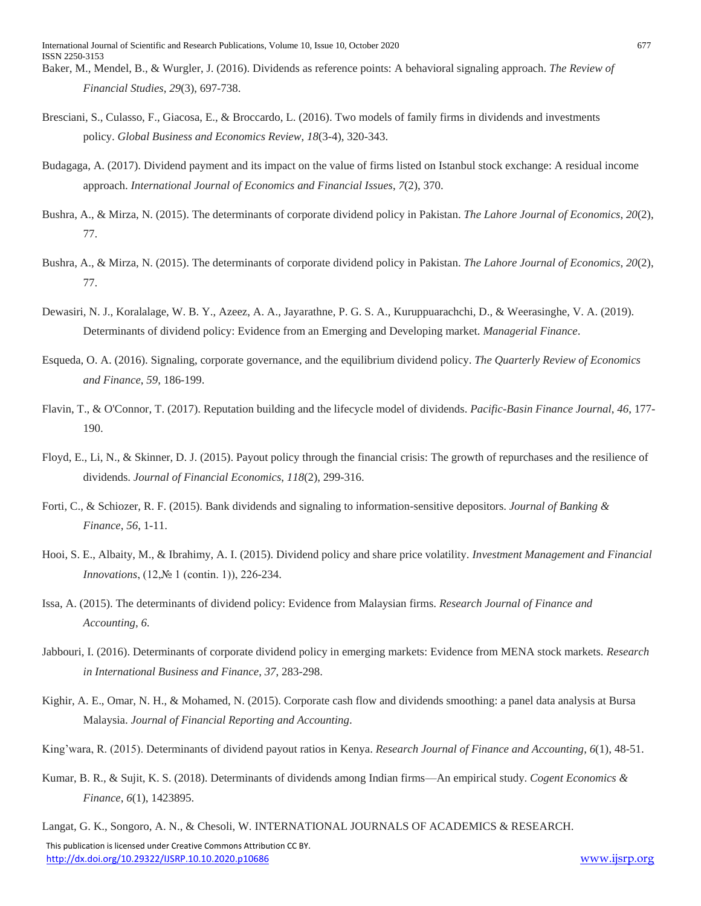Baker, M., Mendel, B., & Wurgler, J. (2016). Dividends as reference points: A behavioral signaling approach. *The Review of Financial Studies*, *29*(3), 697-738.

Bresciani, S., Culasso, F., Giacosa, E., & Broccardo, L. (2016). Two models of family firms in dividends and investments policy. *Global Business and Economics Review*, *18*(3-4), 320-343.

Budagaga, A. (2017). Dividend payment and its impact on the value of firms listed on Istanbul stock exchange: A residual income approach. *International Journal of Economics and Financial Issues*, *7*(2), 370.

Bushra, A., & Mirza, N. (2015). The determinants of corporate dividend policy in Pakistan. *The Lahore Journal of Economics*, *20*(2), 77.

Bushra, A., & Mirza, N. (2015). The determinants of corporate dividend policy in Pakistan. *The Lahore Journal of Economics*, *20*(2), 77.

Dewasiri, N. J., Koralalage, W. B. Y., Azeez, A. A., Jayarathne, P. G. S. A., Kuruppuarachchi, D., & Weerasinghe, V. A. (2019). Determinants of dividend policy: Evidence from an Emerging and Developing market. *Managerial Finance*.

Esqueda, O. A. (2016). Signaling, corporate governance, and the equilibrium dividend policy. *The Quarterly Review of Economics and Finance*, *59*, 186-199.

Flavin, T., & O'Connor, T. (2017). Reputation building and the lifecycle model of dividends. *Pacific-Basin Finance Journal*, *46*, 177-190.

Floyd, E., Li, N., & Skinner, D. J. (2015). Payout policy through the financial crisis: The growth of repurchases and the resilience of dividends. *Journal of Financial Economics*, *118*(2), 299-316.

Forti, C., & Schiozer, R. F. (2015). Bank dividends and signaling to information-sensitive depositors. *Journal of Banking & Finance*, *56*, 1-11.

Hooi, S. E., Albaity, M., & Ibrahimy, A. I. (2015). Dividend policy and share price volatility. *Investment Management and Financial Innovations*, (12,№ 1 (contin. 1)), 226-234.

Issa, A. (2015). The determinants of dividend policy: Evidence from Malaysian firms. *Research Journal of Finance and Accounting*, *6*.

Jabbouri, I. (2016). Determinants of corporate dividend policy in emerging markets: Evidence from MENA stock markets. *Research in International Business and Finance*, *37*, 283-298.

Kighir, A. E., Omar, N. H., & Mohamed, N. (2015). Corporate cash flow and dividends smoothing: a panel data analysis at Bursa Malaysia. *Journal of Financial Reporting and Accounting*.

King'wara, R. (2015). Determinants of dividend payout ratios in Kenya. *Research Journal of Finance and Accounting*, *6*(1), 48-51.

Kumar, B. R., & Sujit, K. S. (2018). Determinants of dividends among Indian firms—An empirical study. *Cogent Economics & Finance*, *6*(1), 1423895.

Langat, G. K., Songoro, A. N., & Chesoli, W. INTERNATIONAL JOURNALS OF ACADEMICS & RESEARCH.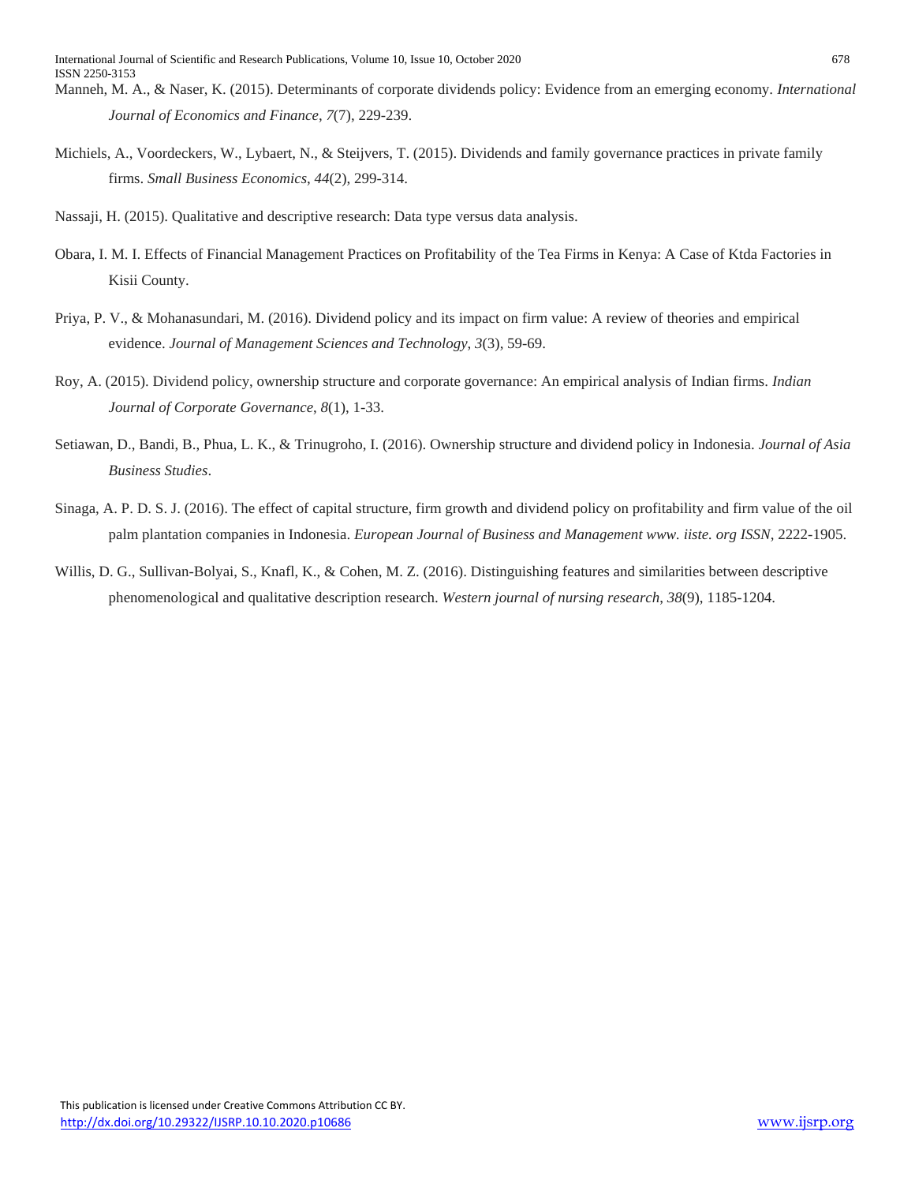Manneh, M. A., & Naser, K. (2015). Determinants of corporate dividends policy: Evidence from an emerging economy. *International Journal of Economics and Finance*, *7*(7), 229-239.

Michiels, A., Voordeckers, W., Lybaert, N., & Steijvers, T. (2015). Dividends and family governance practices in private family firms. *Small Business Economics*, *44*(2), 299-314.

Nassaji, H. (2015). Qualitative and descriptive research: Data type versus data analysis.

Obara, I. M. I. Effects of Financial Management Practices on Profitability of the Tea Firms in Kenya: A Case of Ktda Factories in Kisii County.

Priya, P. V., & Mohanasundari, M. (2016). Dividend policy and its impact on firm value: A review of theories and empirical evidence. *Journal of Management Sciences and Technology*, *3*(3), 59-69.

Roy, A. (2015). Dividend policy, ownership structure and corporate governance: An empirical analysis of Indian firms. *Indian Journal of Corporate Governance*, *8*(1), 1-33.

Setiawan, D., Bandi, B., Phua, L. K., & Trinugroho, I. (2016). Ownership structure and dividend policy in Indonesia. *Journal of Asia Business Studies*.

Sinaga, A. P. D. S. J. (2016). The effect of capital structure, firm growth and dividend policy on profitability and firm value of the oil palm plantation companies in Indonesia. *European Journal of Business and Management www. iiste. org ISSN*, 2222-1905.

Willis, D. G., Sullivan-Bolyai, S., Knafl, K., & Cohen, M. Z. (2016). Distinguishing features and similarities between descriptive phenomenological and qualitative description research. *Western journal of nursing research*, *38*(9), 1185-1204.